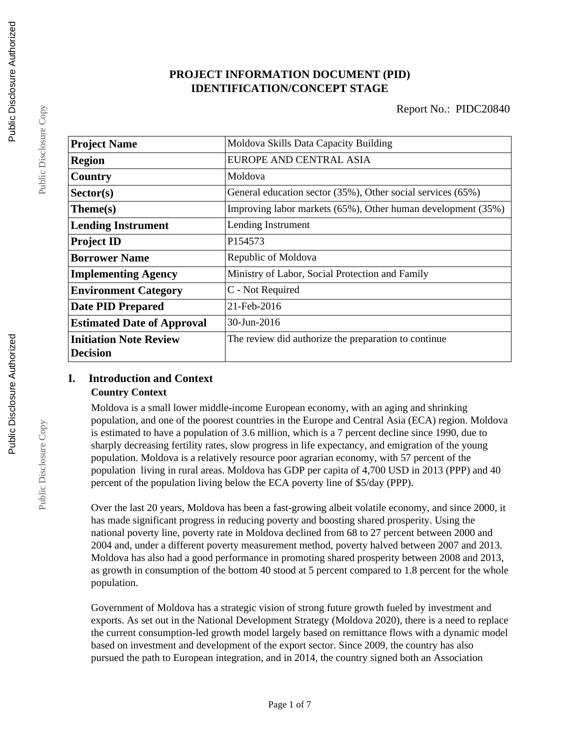# PROJECT INFORMATION DOCUMENT (PID)
# IDENTIFICATION/CONCEPT STAGE

Report No.: PIDC20840

| | |
|---|---|
| **Project Name** | Moldova Skills Data Capacity Building |
| **Region** | EUROPE AND CENTRAL ASIA |
| **Country** | Moldova |
| **Sector(s)** | General education sector (35%), Other social services (65%) |
| **Theme(s)** | Improving labor markets (65%), Other human development (35%) |
| **Lending Instrument** | Lending Instrument |
| **Project ID** | P154573 |
| **Borrower Name** | Republic of Moldova |
| **Implementing Agency** | Ministry of Labor, Social Protection and Family |
| **Environment Category** | C - Not Required |
| **Date PID Prepared** | 21-Feb-2016 |
| **Estimated Date of Approval** | 30-Jun-2016 |
| **Initiation Note Review Decision** | The review did authorize the preparation to continue |

## I. Introduction and Context

### Country Context

Moldova is a small lower middle-income European economy, with an aging and shrinking population, and one of the poorest countries in the Europe and Central Asia (ECA) region. Moldova is estimated to have a population of 3.6 million, which is a 7 percent decline since 1990, due to sharply decreasing fertility rates, slow progress in life expectancy, and emigration of the young population. Moldova is a relatively resource poor agrarian economy, with 57 percent of the population living in rural areas. Moldova has GDP per capita of 4,700 USD in 2013 (PPP) and 40 percent of the population living below the ECA poverty line of $5/day (PPP).

Over the last 20 years, Moldova has been a fast-growing albeit volatile economy, and since 2000, it has made significant progress in reducing poverty and boosting shared prosperity. Using the national poverty line, poverty rate in Moldova declined from 68 to 27 percent between 2000 and 2004 and, under a different poverty measurement method, poverty halved between 2007 and 2013. Moldova has also had a good performance in promoting shared prosperity between 2008 and 2013, as growth in consumption of the bottom 40 stood at 5 percent compared to 1.8 percent for the whole population.

Government of Moldova has a strategic vision of strong future growth fueled by investment and exports. As set out in the National Development Strategy (Moldova 2020), there is a need to replace the current consumption-led growth model largely based on remittance flows with a dynamic model based on investment and development of the export sector. Since 2009, the country has also pursued the path to European integration, and in 2014, the country signed both an Association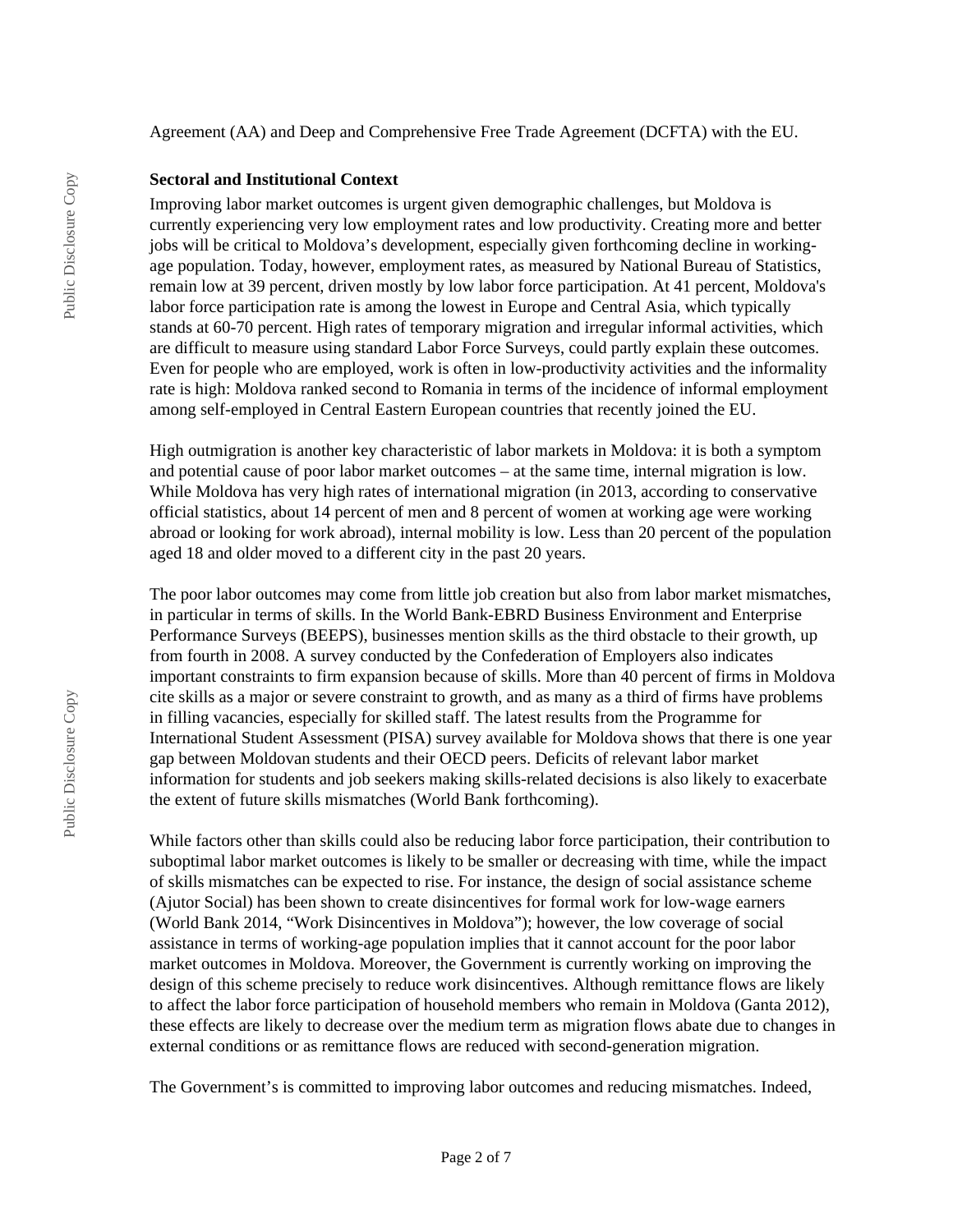Agreement (AA) and Deep and Comprehensive Free Trade Agreement (DCFTA) with the EU.

**Sectoral and Institutional Context**

Improving labor market outcomes is urgent given demographic challenges, but Moldova is currently experiencing very low employment rates and low productivity. Creating more and better jobs will be critical to Moldova's development, especially given forthcoming decline in working-age population. Today, however, employment rates, as measured by National Bureau of Statistics, remain low at 39 percent, driven mostly by low labor force participation. At 41 percent, Moldova's labor force participation rate is among the lowest in Europe and Central Asia, which typically stands at 60-70 percent. High rates of temporary migration and irregular informal activities, which are difficult to measure using standard Labor Force Surveys, could partly explain these outcomes. Even for people who are employed, work is often in low-productivity activities and the informality rate is high: Moldova ranked second to Romania in terms of the incidence of informal employment among self-employed in Central Eastern European countries that recently joined the EU.

High outmigration is another key characteristic of labor markets in Moldova: it is both a symptom and potential cause of poor labor market outcomes – at the same time, internal migration is low. While Moldova has very high rates of international migration (in 2013, according to conservative official statistics, about 14 percent of men and 8 percent of women at working age were working abroad or looking for work abroad), internal mobility is low. Less than 20 percent of the population aged 18 and older moved to a different city in the past 20 years.

The poor labor outcomes may come from little job creation but also from labor market mismatches, in particular in terms of skills. In the World Bank-EBRD Business Environment and Enterprise Performance Surveys (BEEPS), businesses mention skills as the third obstacle to their growth, up from fourth in 2008. A survey conducted by the Confederation of Employers also indicates important constraints to firm expansion because of skills. More than 40 percent of firms in Moldova cite skills as a major or severe constraint to growth, and as many as a third of firms have problems in filling vacancies, especially for skilled staff. The latest results from the Programme for International Student Assessment (PISA) survey available for Moldova shows that there is one year gap between Moldovan students and their OECD peers. Deficits of relevant labor market information for students and job seekers making skills-related decisions is also likely to exacerbate the extent of future skills mismatches (World Bank forthcoming).

While factors other than skills could also be reducing labor force participation, their contribution to suboptimal labor market outcomes is likely to be smaller or decreasing with time, while the impact of skills mismatches can be expected to rise. For instance, the design of social assistance scheme (Ajutor Social) has been shown to create disincentives for formal work for low-wage earners (World Bank 2014, "Work Disincentives in Moldova"); however, the low coverage of social assistance in terms of working-age population implies that it cannot account for the poor labor market outcomes in Moldova. Moreover, the Government is currently working on improving the design of this scheme precisely to reduce work disincentives. Although remittance flows are likely to affect the labor force participation of household members who remain in Moldova (Ganta 2012), these effects are likely to decrease over the medium term as migration flows abate due to changes in external conditions or as remittance flows are reduced with second-generation migration.

The Government's is committed to improving labor outcomes and reducing mismatches. Indeed,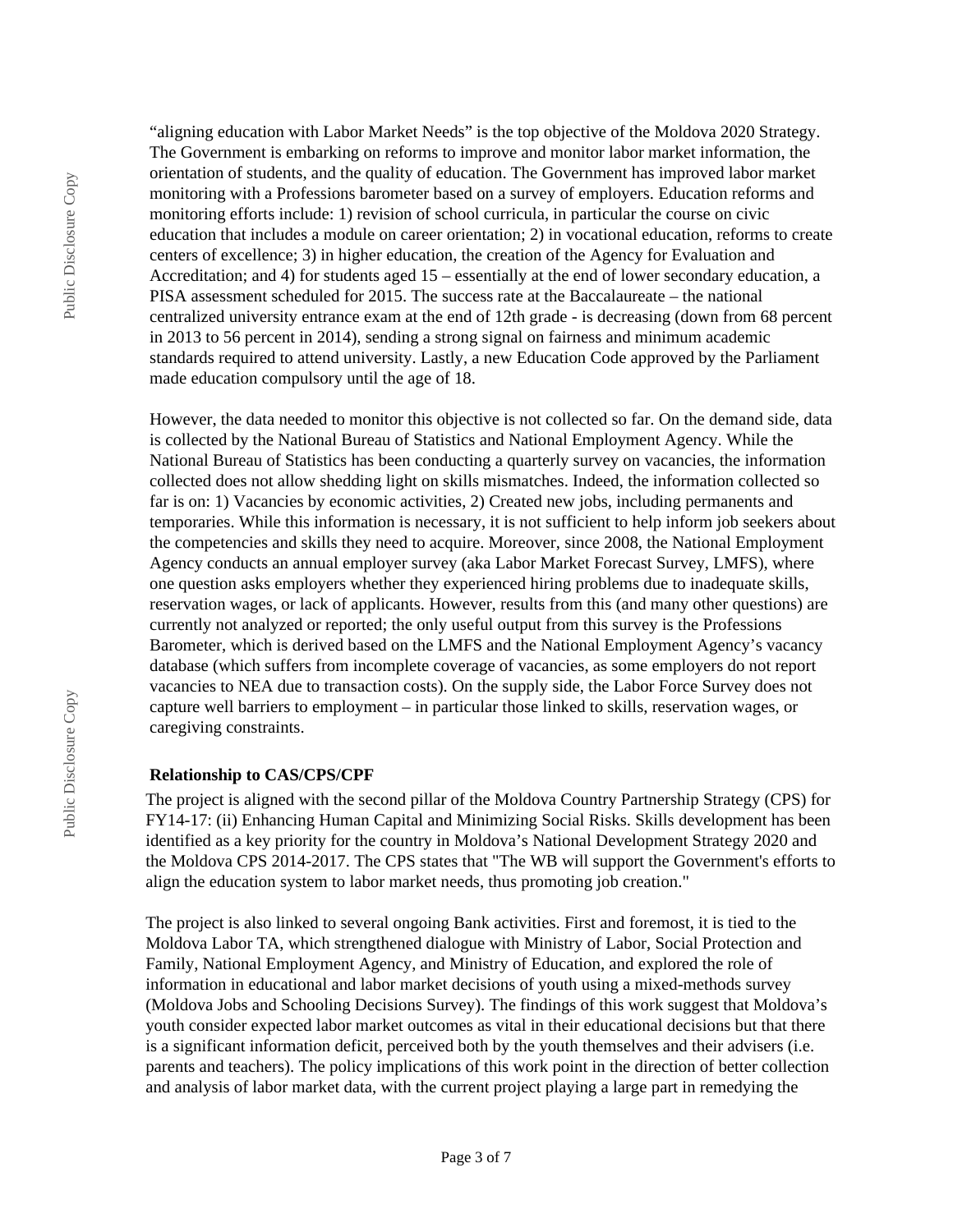"aligning education with Labor Market Needs" is the top objective of the Moldova 2020 Strategy. The Government is embarking on reforms to improve and monitor labor market information, the orientation of students, and the quality of education. The Government has improved labor market monitoring with a Professions barometer based on a survey of employers. Education reforms and monitoring efforts include: 1) revision of school curricula, in particular the course on civic education that includes a module on career orientation; 2) in vocational education, reforms to create centers of excellence; 3) in higher education, the creation of the Agency for Evaluation and Accreditation; and 4) for students aged 15 – essentially at the end of lower secondary education, a PISA assessment scheduled for 2015. The success rate at the Baccalaureate – the national centralized university entrance exam at the end of 12th grade - is decreasing (down from 68 percent in 2013 to 56 percent in 2014), sending a strong signal on fairness and minimum academic standards required to attend university. Lastly, a new Education Code approved by the Parliament made education compulsory until the age of 18.

However, the data needed to monitor this objective is not collected so far. On the demand side, data is collected by the National Bureau of Statistics and National Employment Agency. While the National Bureau of Statistics has been conducting a quarterly survey on vacancies, the information collected does not allow shedding light on skills mismatches. Indeed, the information collected so far is on: 1) Vacancies by economic activities, 2) Created new jobs, including permanents and temporaries. While this information is necessary, it is not sufficient to help inform job seekers about the competencies and skills they need to acquire. Moreover, since 2008, the National Employment Agency conducts an annual employer survey (aka Labor Market Forecast Survey, LMFS), where one question asks employers whether they experienced hiring problems due to inadequate skills, reservation wages, or lack of applicants. However, results from this (and many other questions) are currently not analyzed or reported; the only useful output from this survey is the Professions Barometer, which is derived based on the LMFS and the National Employment Agency's vacancy database (which suffers from incomplete coverage of vacancies, as some employers do not report vacancies to NEA due to transaction costs). On the supply side, the Labor Force Survey does not capture well barriers to employment – in particular those linked to skills, reservation wages, or caregiving constraints.

### Relationship to CAS/CPS/CPF

The project is aligned with the second pillar of the Moldova Country Partnership Strategy (CPS) for FY14-17: (ii) Enhancing Human Capital and Minimizing Social Risks. Skills development has been identified as a key priority for the country in Moldova's National Development Strategy 2020 and the Moldova CPS 2014-2017. The CPS states that "The WB will support the Government's efforts to align the education system to labor market needs, thus promoting job creation."

The project is also linked to several ongoing Bank activities. First and foremost, it is tied to the Moldova Labor TA, which strengthened dialogue with Ministry of Labor, Social Protection and Family, National Employment Agency, and Ministry of Education, and explored the role of information in educational and labor market decisions of youth using a mixed-methods survey (Moldova Jobs and Schooling Decisions Survey). The findings of this work suggest that Moldova's youth consider expected labor market outcomes as vital in their educational decisions but that there is a significant information deficit, perceived both by the youth themselves and their advisers (i.e. parents and teachers). The policy implications of this work point in the direction of better collection and analysis of labor market data, with the current project playing a large part in remedying the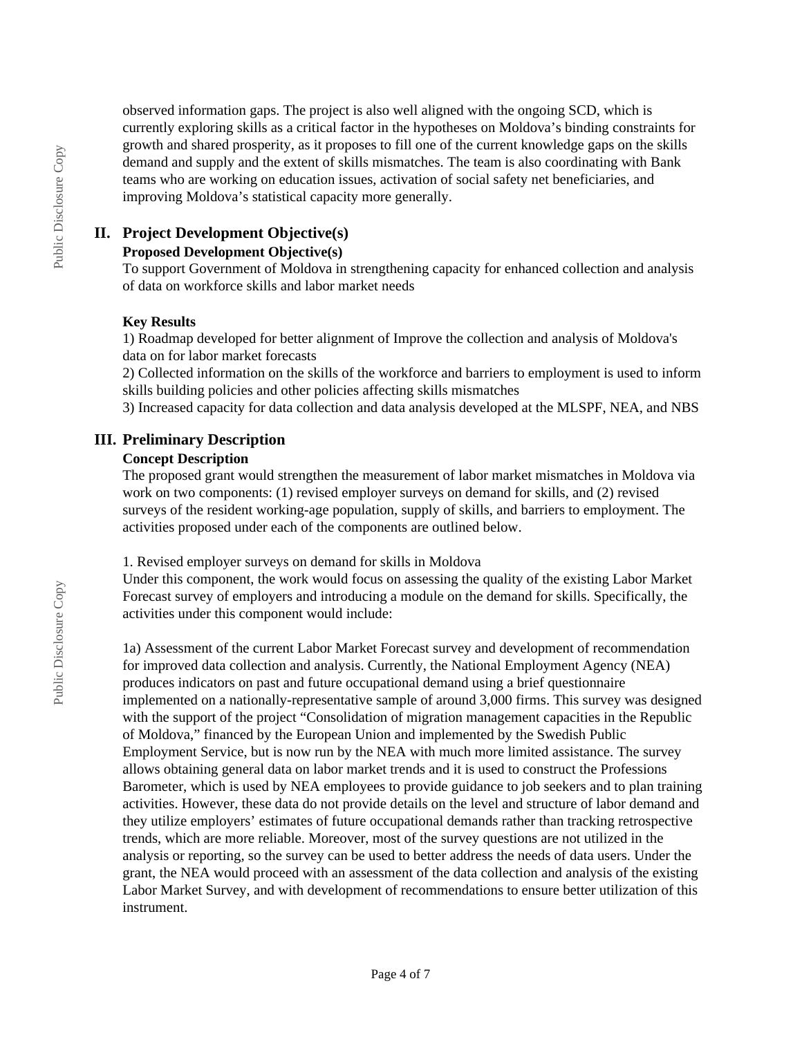observed information gaps. The project is also well aligned with the ongoing SCD, which is currently exploring skills as a critical factor in the hypotheses on Moldova's binding constraints for growth and shared prosperity, as it proposes to fill one of the current knowledge gaps on the skills demand and supply and the extent of skills mismatches. The team is also coordinating with Bank teams who are working on education issues, activation of social safety net beneficiaries, and improving Moldova's statistical capacity more generally.

## II. Project Development Objective(s)

### Proposed Development Objective(s)

To support Government of Moldova in strengthening capacity for enhanced collection and analysis of data on workforce skills and labor market needs

### Key Results

1) Roadmap developed for better alignment of Improve the collection and analysis of Moldova's data on for labor market forecasts

2) Collected information on the skills of the workforce and barriers to employment is used to inform skills building policies and other policies affecting skills mismatches

3) Increased capacity for data collection and data analysis developed at the MLSPF, NEA, and NBS

## III. Preliminary Description

### Concept Description

The proposed grant would strengthen the measurement of labor market mismatches in Moldova via work on two components: (1) revised employer surveys on demand for skills, and (2) revised surveys of the resident working-age population, supply of skills, and barriers to employment. The activities proposed under each of the components are outlined below.

1. Revised employer surveys on demand for skills in Moldova

Under this component, the work would focus on assessing the quality of the existing Labor Market Forecast survey of employers and introducing a module on the demand for skills. Specifically, the activities under this component would include:

1a) Assessment of the current Labor Market Forecast survey and development of recommendation for improved data collection and analysis. Currently, the National Employment Agency (NEA) produces indicators on past and future occupational demand using a brief questionnaire implemented on a nationally-representative sample of around 3,000 firms. This survey was designed with the support of the project "Consolidation of migration management capacities in the Republic of Moldova," financed by the European Union and implemented by the Swedish Public Employment Service, but is now run by the NEA with much more limited assistance. The survey allows obtaining general data on labor market trends and it is used to construct the Professions Barometer, which is used by NEA employees to provide guidance to job seekers and to plan training activities. However, these data do not provide details on the level and structure of labor demand and they utilize employers' estimates of future occupational demands rather than tracking retrospective trends, which are more reliable. Moreover, most of the survey questions are not utilized in the analysis or reporting, so the survey can be used to better address the needs of data users. Under the grant, the NEA would proceed with an assessment of the data collection and analysis of the existing Labor Market Survey, and with development of recommendations to ensure better utilization of this instrument.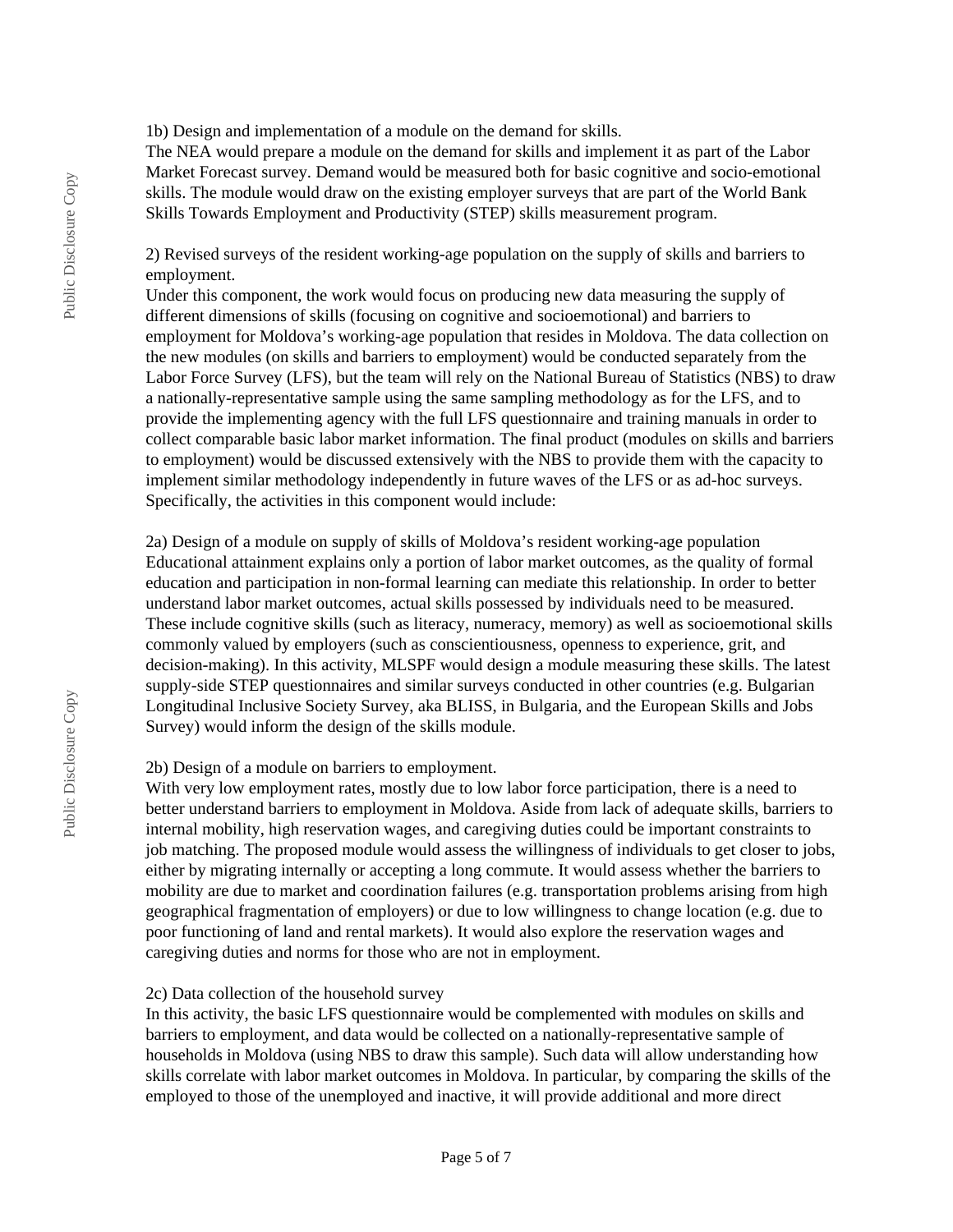1b) Design and implementation of a module on the demand for skills.

The NEA would prepare a module on the demand for skills and implement it as part of the Labor Market Forecast survey. Demand would be measured both for basic cognitive and socio-emotional skills. The module would draw on the existing employer surveys that are part of the World Bank Skills Towards Employment and Productivity (STEP) skills measurement program.

2) Revised surveys of the resident working-age population on the supply of skills and barriers to employment.

Under this component, the work would focus on producing new data measuring the supply of different dimensions of skills (focusing on cognitive and socioemotional) and barriers to employment for Moldova's working-age population that resides in Moldova. The data collection on the new modules (on skills and barriers to employment) would be conducted separately from the Labor Force Survey (LFS), but the team will rely on the National Bureau of Statistics (NBS) to draw a nationally-representative sample using the same sampling methodology as for the LFS, and to provide the implementing agency with the full LFS questionnaire and training manuals in order to collect comparable basic labor market information. The final product (modules on skills and barriers to employment) would be discussed extensively with the NBS to provide them with the capacity to implement similar methodology independently in future waves of the LFS or as ad-hoc surveys. Specifically, the activities in this component would include:

2a) Design of a module on supply of skills of Moldova's resident working-age population

Educational attainment explains only a portion of labor market outcomes, as the quality of formal education and participation in non-formal learning can mediate this relationship. In order to better understand labor market outcomes, actual skills possessed by individuals need to be measured. These include cognitive skills (such as literacy, numeracy, memory) as well as socioemotional skills commonly valued by employers (such as conscientiousness, openness to experience, grit, and decision-making). In this activity, MLSPF would design a module measuring these skills. The latest supply-side STEP questionnaires and similar surveys conducted in other countries (e.g. Bulgarian Longitudinal Inclusive Society Survey, aka BLISS, in Bulgaria, and the European Skills and Jobs Survey) would inform the design of the skills module.

2b) Design of a module on barriers to employment.

With very low employment rates, mostly due to low labor force participation, there is a need to better understand barriers to employment in Moldova. Aside from lack of adequate skills, barriers to internal mobility, high reservation wages, and caregiving duties could be important constraints to job matching. The proposed module would assess the willingness of individuals to get closer to jobs, either by migrating internally or accepting a long commute. It would assess whether the barriers to mobility are due to market and coordination failures (e.g. transportation problems arising from high geographical fragmentation of employers) or due to low willingness to change location (e.g. due to poor functioning of land and rental markets). It would also explore the reservation wages and caregiving duties and norms for those who are not in employment.

2c) Data collection of the household survey

In this activity, the basic LFS questionnaire would be complemented with modules on skills and barriers to employment, and data would be collected on a nationally-representative sample of households in Moldova (using NBS to draw this sample). Such data will allow understanding how skills correlate with labor market outcomes in Moldova. In particular, by comparing the skills of the employed to those of the unemployed and inactive, it will provide additional and more direct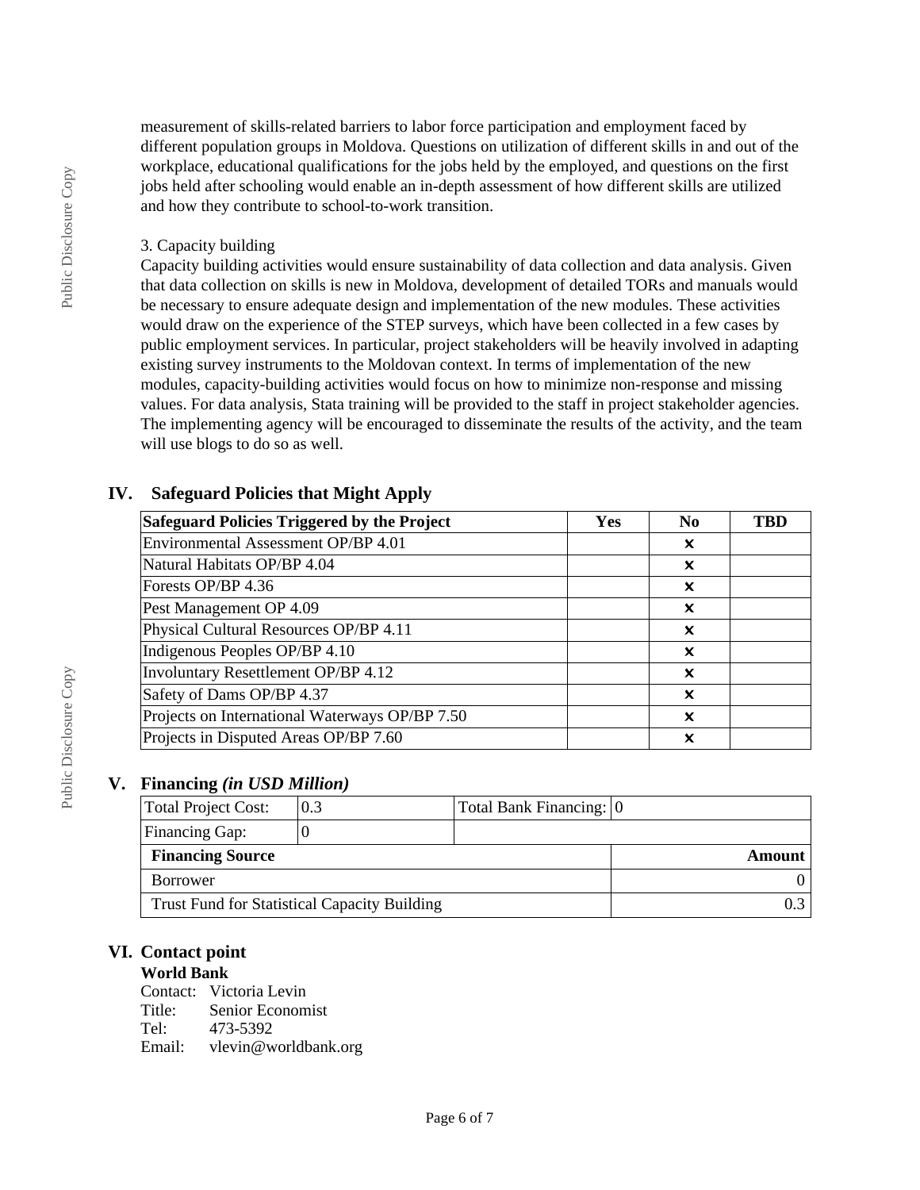measurement of skills-related barriers to labor force participation and employment faced by different population groups in Moldova. Questions on utilization of different skills in and out of the workplace, educational qualifications for the jobs held by the employed, and questions on the first jobs held after schooling would enable an in-depth assessment of how different skills are utilized and how they contribute to school-to-work transition.

3. Capacity building

Capacity building activities would ensure sustainability of data collection and data analysis. Given that data collection on skills is new in Moldova, development of detailed TORs and manuals would be necessary to ensure adequate design and implementation of the new modules. These activities would draw on the experience of the STEP surveys, which have been collected in a few cases by public employment services. In particular, project stakeholders will be heavily involved in adapting existing survey instruments to the Moldovan context. In terms of implementation of the new modules, capacity-building activities would focus on how to minimize non-response and missing values. For data analysis, Stata training will be provided to the staff in project stakeholder agencies. The implementing agency will be encouraged to disseminate the results of the activity, and the team will use blogs to do so as well.

## IV. Safeguard Policies that Might Apply

| Safeguard Policies Triggered by the Project | Yes | No | TBD |
|---|---|---|---|
| Environmental Assessment OP/BP 4.01 | | ✗ | |
| Natural Habitats OP/BP 4.04 | | ✗ | |
| Forests OP/BP 4.36 | | ✗ | |
| Pest Management OP 4.09 | | ✗ | |
| Physical Cultural Resources OP/BP 4.11 | | ✗ | |
| Indigenous Peoples OP/BP 4.10 | | ✗ | |
| Involuntary Resettlement OP/BP 4.12 | | ✗ | |
| Safety of Dams OP/BP 4.37 | | ✗ | |
| Projects on International Waterways OP/BP 7.50 | | ✗ | |
| Projects in Disputed Areas OP/BP 7.60 | | ✗ | |

## V. Financing *(in USD Million)*

| Total Project Cost: | 0.3 | Total Bank Financing: | 0 |
|---|---|---|---|
| Financing Gap: | 0 | | |

| Financing Source | Amount |
|---|---|
| Borrower | 0 |
| Trust Fund for Statistical Capacity Building | 0.3 |

## VI. Contact point

**World Bank**

Contact: Victoria Levin
Title: Senior Economist
Tel: 473-5392
Email: vlevin@worldbank.org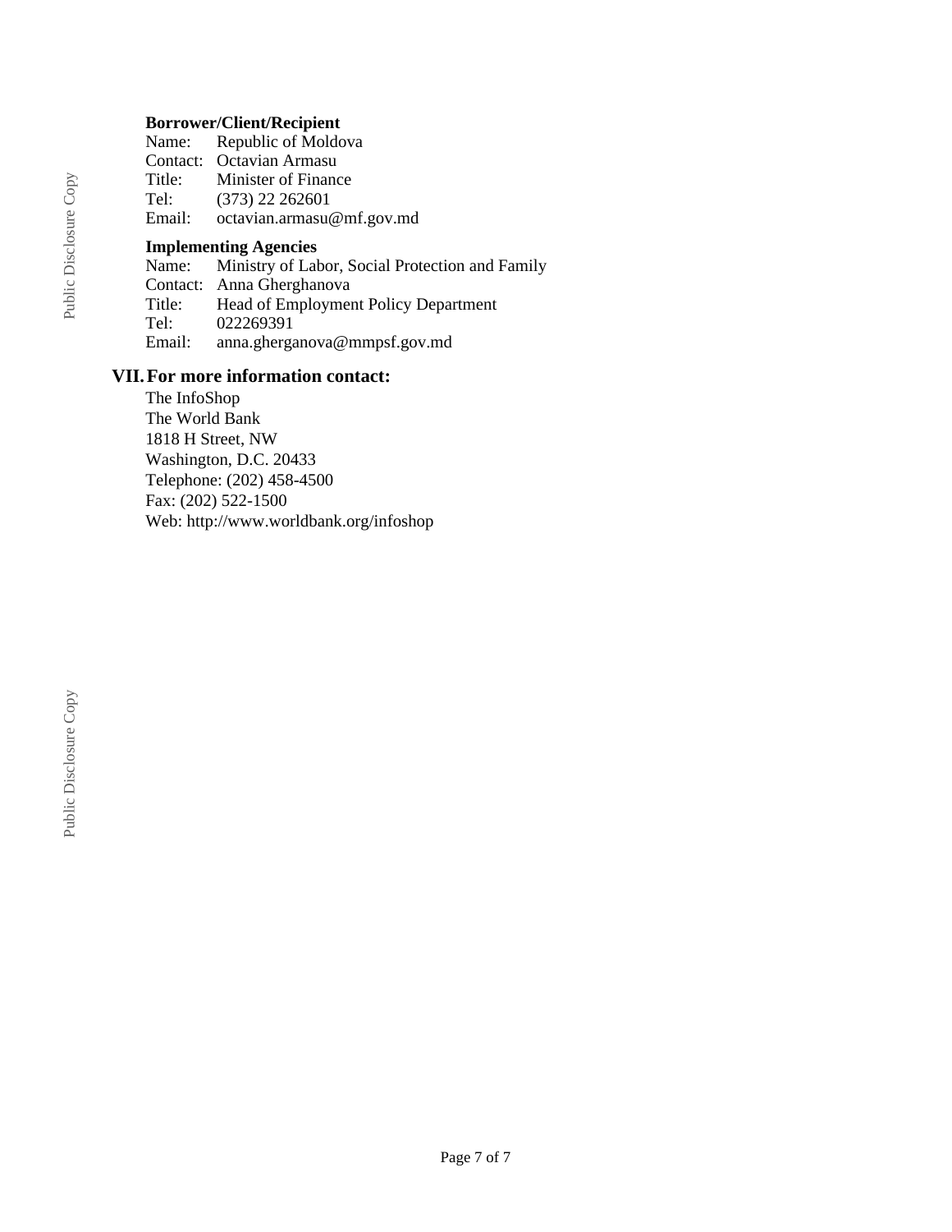**Borrower/Client/Recipient**

Name: Republic of Moldova
Contact: Octavian Armasu
Title: Minister of Finance
Tel: (373) 22 262601
Email: octavian.armasu@mf.gov.md

**Implementing Agencies**

Name: Ministry of Labor, Social Protection and Family
Contact: Anna Gherghanova
Title: Head of Employment Policy Department
Tel: 022269391
Email: anna.gherganova@mmpsf.gov.md

## VII. For more information contact:

The InfoShop
The World Bank
1818 H Street, NW
Washington, D.C. 20433
Telephone: (202) 458-4500
Fax: (202) 522-1500
Web: http://www.worldbank.org/infoshop